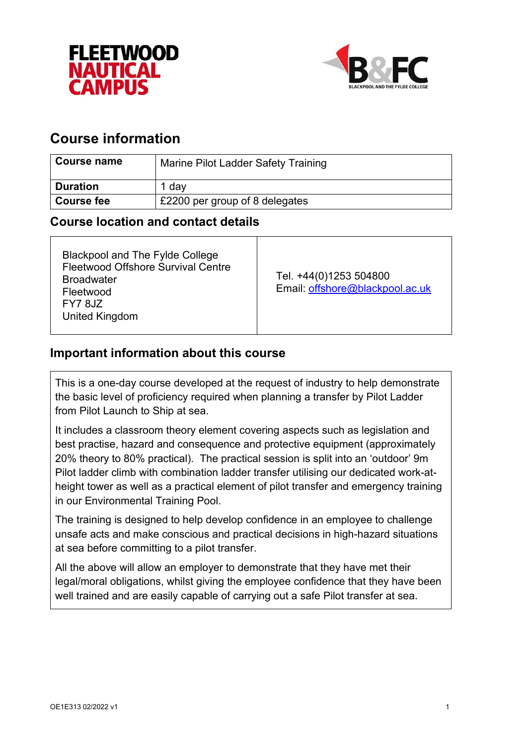FLEETWOOD NAUTICAL CAMPUS

B&FC BLACKPOOL AND THE FYLDE COLLEGE

## Course information

| Course name | Marine Pilot Ladder Safety Training |
|---|---|
| Duration | 1 day |
| Course fee | £2200 per group of 8 delegates |

## Course location and contact details

| Address | Contact |
|---|---|
| Blackpool and The Fylde College<br>Fleetwood Offshore Survival Centre<br>Broadwater<br>Fleetwood<br>FY7 8JZ<br>United Kingdom | Tel. +44(0)1253 504800<br>Email: offshore@blackpool.ac.uk |

## Important information about this course

This is a one-day course developed at the request of industry to help demonstrate the basic level of proficiency required when planning a transfer by Pilot Ladder from Pilot Launch to Ship at sea.

It includes a classroom theory element covering aspects such as legislation and best practise, hazard and consequence and protective equipment (approximately 20% theory to 80% practical). The practical session is split into an 'outdoor' 9m Pilot ladder climb with combination ladder transfer utilising our dedicated work-at-height tower as well as a practical element of pilot transfer and emergency training in our Environmental Training Pool.

The training is designed to help develop confidence in an employee to challenge unsafe acts and make conscious and practical decisions in high-hazard situations at sea before committing to a pilot transfer.

All the above will allow an employer to demonstrate that they have met their legal/moral obligations, whilst giving the employee confidence that they have been well trained and are easily capable of carrying out a safe Pilot transfer at sea.

OE1E313 02/2022 v1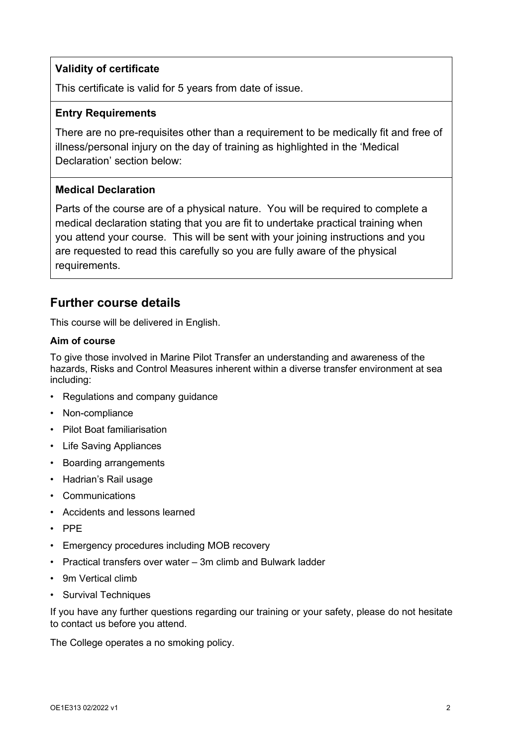**Validity of certificate**

This certificate is valid for 5 years from date of issue.

**Entry Requirements**

There are no pre-requisites other than a requirement to be medically fit and free of illness/personal injury on the day of training as highlighted in the 'Medical Declaration' section below:

**Medical Declaration**

Parts of the course are of a physical nature. You will be required to complete a medical declaration stating that you are fit to undertake practical training when you attend your course. This will be sent with your joining instructions and you are requested to read this carefully so you are fully aware of the physical requirements.

## Further course details

This course will be delivered in English.

**Aim of course**

To give those involved in Marine Pilot Transfer an understanding and awareness of the hazards, Risks and Control Measures inherent within a diverse transfer environment at sea including:

- Regulations and company guidance
- Non-compliance
- Pilot Boat familiarisation
- Life Saving Appliances
- Boarding arrangements
- Hadrian's Rail usage
- Communications
- Accidents and lessons learned
- PPE
- Emergency procedures including MOB recovery
- Practical transfers over water – 3m climb and Bulwark ladder
- 9m Vertical climb
- Survival Techniques

If you have any further questions regarding our training or your safety, please do not hesitate to contact us before you attend.

The College operates a no smoking policy.